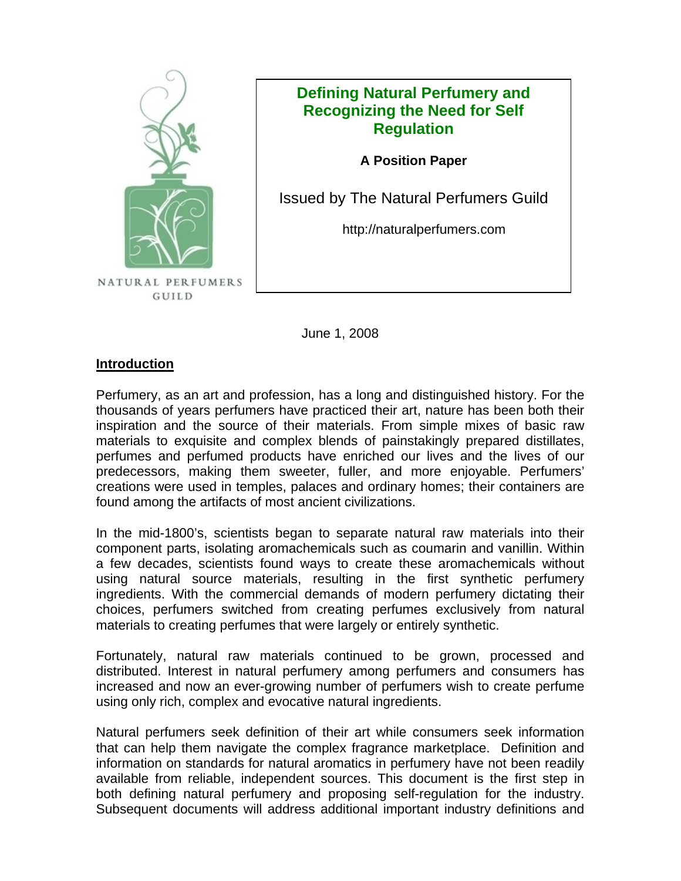NATURAL PERFUMERS GUILD

# Defining Natural Perfumery and Recognizing the Need for Self Regulation

**A Position Paper**

Issued by The Natural Perfumers Guild

http://naturalperfumers.com

June 1, 2008

## Introduction

Perfumery, as an art and profession, has a long and distinguished history. For the thousands of years perfumers have practiced their art, nature has been both their inspiration and the source of their materials. From simple mixes of basic raw materials to exquisite and complex blends of painstakingly prepared distillates, perfumes and perfumed products have enriched our lives and the lives of our predecessors, making them sweeter, fuller, and more enjoyable. Perfumers' creations were used in temples, palaces and ordinary homes; their containers are found among the artifacts of most ancient civilizations.

In the mid-1800's, scientists began to separate natural raw materials into their component parts, isolating aromachemicals such as coumarin and vanillin. Within a few decades, scientists found ways to create these aromachemicals without using natural source materials, resulting in the first synthetic perfumery ingredients. With the commercial demands of modern perfumery dictating their choices, perfumers switched from creating perfumes exclusively from natural materials to creating perfumes that were largely or entirely synthetic.

Fortunately, natural raw materials continued to be grown, processed and distributed. Interest in natural perfumery among perfumers and consumers has increased and now an ever-growing number of perfumers wish to create perfume using only rich, complex and evocative natural ingredients.

Natural perfumers seek definition of their art while consumers seek information that can help them navigate the complex fragrance marketplace. Definition and information on standards for natural aromatics in perfumery have not been readily available from reliable, independent sources. This document is the first step in both defining natural perfumery and proposing self-regulation for the industry. Subsequent documents will address additional important industry definitions and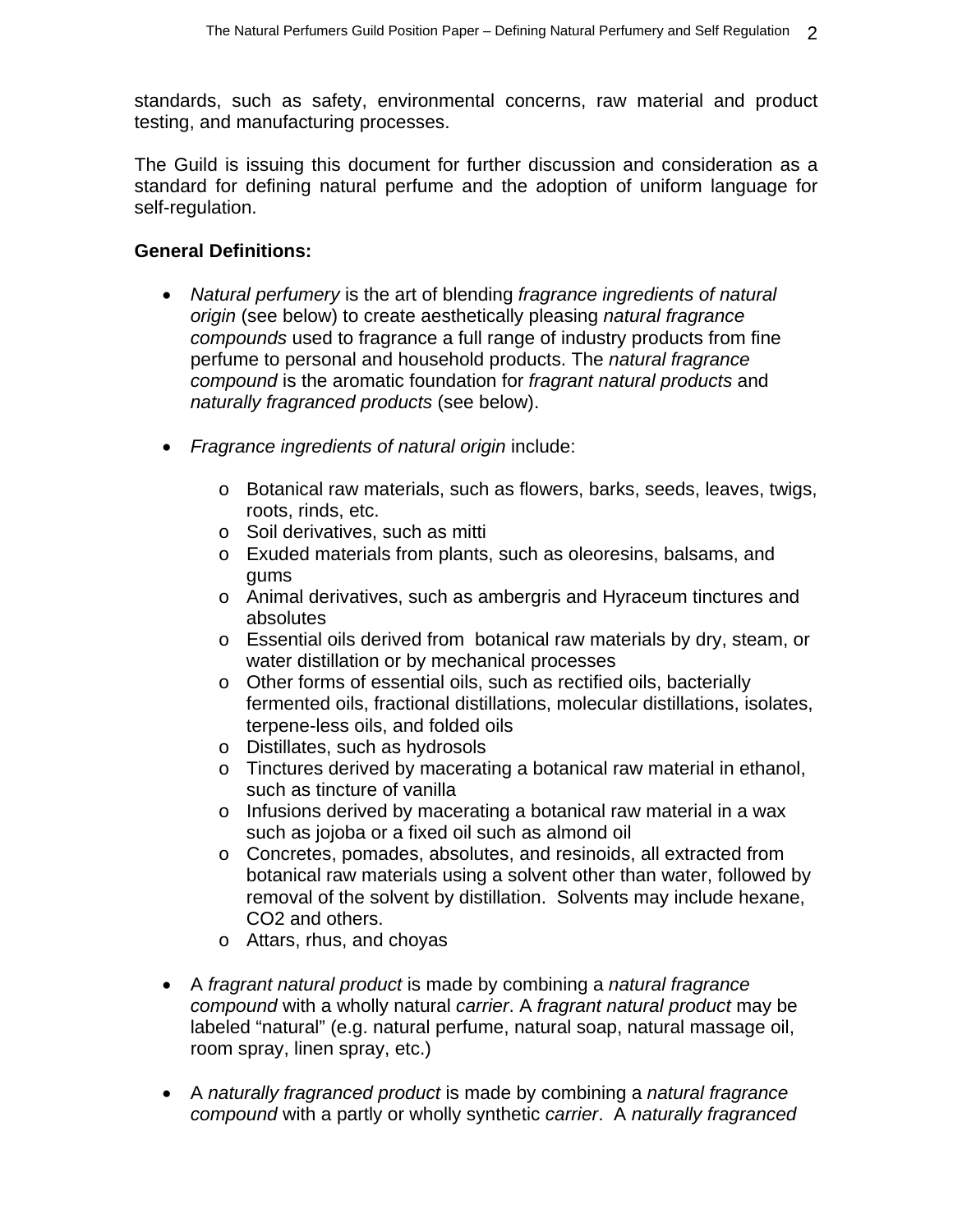standards, such as safety, environmental concerns, raw material and product testing, and manufacturing processes.

The Guild is issuing this document for further discussion and consideration as a standard for defining natural perfume and the adoption of uniform language for self-regulation.

**General Definitions:**

- *Natural perfumery* is the art of blending *fragrance ingredients of natural origin* (see below) to create aesthetically pleasing *natural fragrance compounds* used to fragrance a full range of industry products from fine perfume to personal and household products. The *natural fragrance compound* is the aromatic foundation for *fragrant natural products* and *naturally fragranced products* (see below).

- *Fragrance ingredients of natural origin* include:

  - Botanical raw materials, such as flowers, barks, seeds, leaves, twigs, roots, rinds, etc.
  - Soil derivatives, such as mitti
  - Exuded materials from plants, such as oleoresins, balsams, and gums
  - Animal derivatives, such as ambergris and Hyraceum tinctures and absolutes
  - Essential oils derived from botanical raw materials by dry, steam, or water distillation or by mechanical processes
  - Other forms of essential oils, such as rectified oils, bacterially fermented oils, fractional distillations, molecular distillations, isolates, terpene-less oils, and folded oils
  - Distillates, such as hydrosols
  - Tinctures derived by macerating a botanical raw material in ethanol, such as tincture of vanilla
  - Infusions derived by macerating a botanical raw material in a wax such as jojoba or a fixed oil such as almond oil
  - Concretes, pomades, absolutes, and resinoids, all extracted from botanical raw materials using a solvent other than water, followed by removal of the solvent by distillation. Solvents may include hexane, $CO_2$ and others.
  - Attars, rhus, and choyas

- A *fragrant natural product* is made by combining a *natural fragrance compound* with a wholly natural *carrier*. A *fragrant natural product* may be labeled "natural" (e.g. natural perfume, natural soap, natural massage oil, room spray, linen spray, etc.)

- A *naturally fragranced product* is made by combining a *natural fragrance compound* with a partly or wholly synthetic *carrier*. A *naturally fragranced*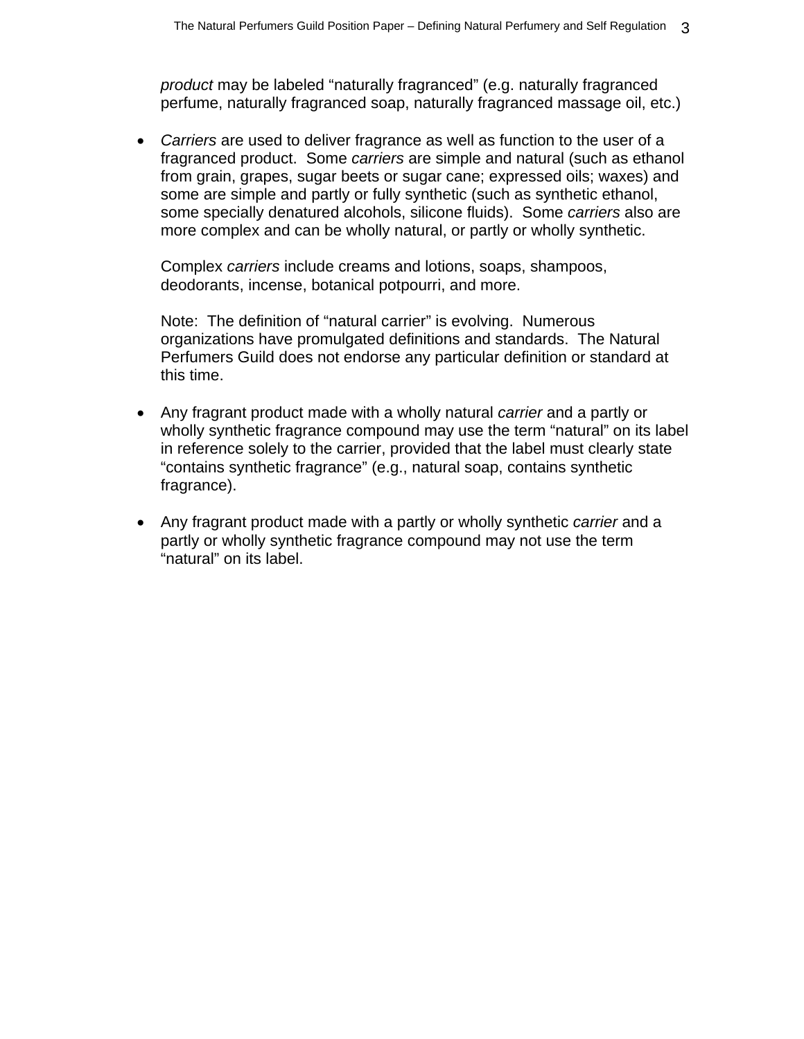*product* may be labeled “naturally fragranced” (e.g. naturally fragranced perfume, naturally fragranced soap, naturally fragranced massage oil, etc.)

- *Carriers* are used to deliver fragrance as well as function to the user of a fragranced product. Some *carriers* are simple and natural (such as ethanol from grain, grapes, sugar beets or sugar cane; expressed oils; waxes) and some are simple and partly or fully synthetic (such as synthetic ethanol, some specially denatured alcohols, silicone fluids). Some *carriers* also are more complex and can be wholly natural, or partly or wholly synthetic.

  Complex *carriers* include creams and lotions, soaps, shampoos, deodorants, incense, botanical potpourri, and more.

  Note: The definition of “natural carrier” is evolving. Numerous organizations have promulgated definitions and standards. The Natural Perfumers Guild does not endorse any particular definition or standard at this time.

- Any fragrant product made with a wholly natural *carrier* and a partly or wholly synthetic fragrance compound may use the term “natural” on its label in reference solely to the carrier, provided that the label must clearly state “contains synthetic fragrance” (e.g., natural soap, contains synthetic fragrance).

- Any fragrant product made with a partly or wholly synthetic *carrier* and a partly or wholly synthetic fragrance compound may not use the term “natural” on its label.